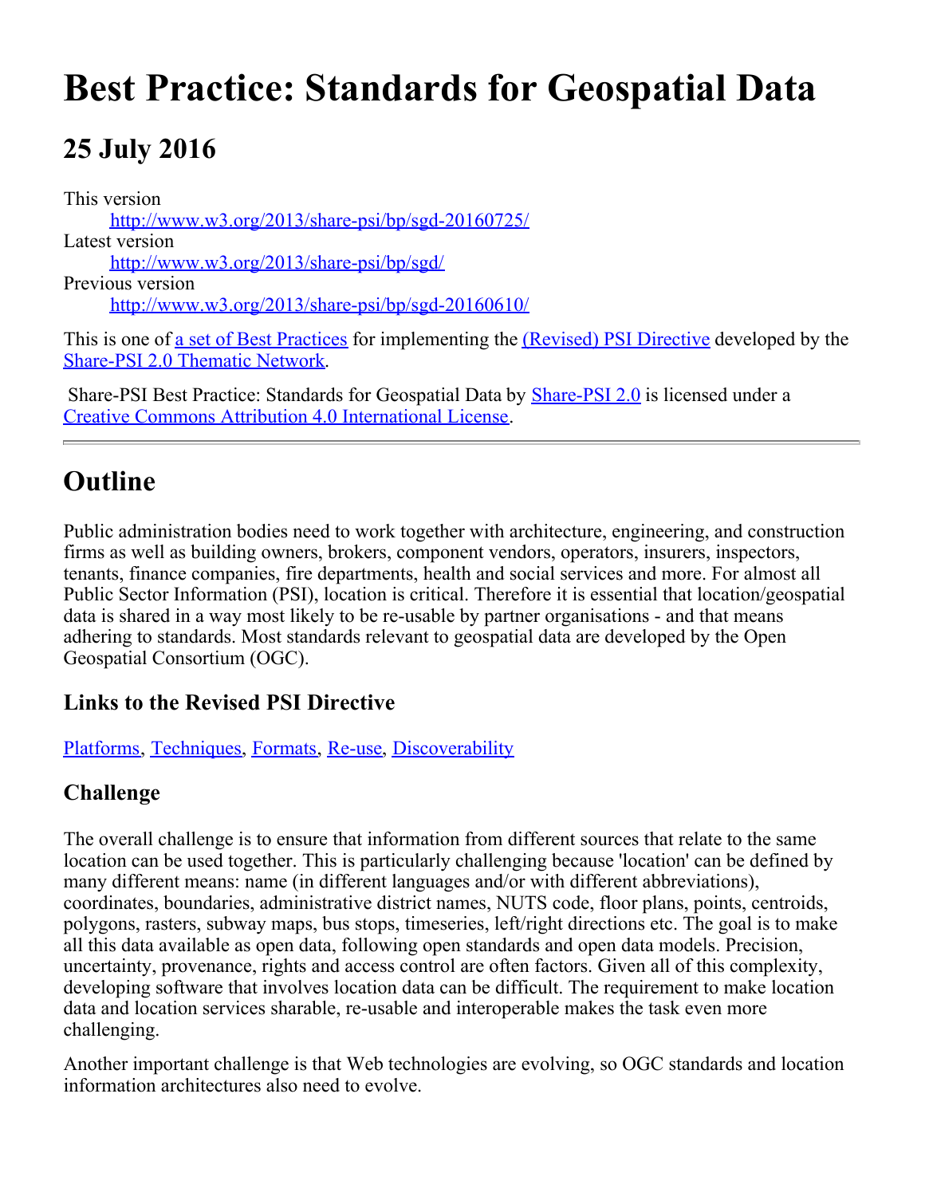# Best Practice: Standards for Geospatial Data

## 25 July 2016

This version
: [http://www.w3.org/2013/share-psi/bp/sgd-20160725/](http://www.w3.org/2013/share-psi/bp/sgd-20160725/)

Latest version
: [http://www.w3.org/2013/share-psi/bp/sgd/](http://www.w3.org/2013/share-psi/bp/sgd/)

Previous version
: [http://www.w3.org/2013/share-psi/bp/sgd-20160610/](http://www.w3.org/2013/share-psi/bp/sgd-20160610/)

This is one of [a set of Best Practices](#) for implementing the [(Revised) PSI Directive](#) developed by the [Share-PSI 2.0 Thematic Network](#).

Share-PSI Best Practice: Standards for Geospatial Data by [Share-PSI 2.0](#) is licensed under a [Creative Commons Attribution 4.0 International License](#).

---

## Outline

Public administration bodies need to work together with architecture, engineering, and construction firms as well as building owners, brokers, component vendors, operators, insurers, inspectors, tenants, finance companies, fire departments, health and social services and more. For almost all Public Sector Information (PSI), location is critical. Therefore it is essential that location/geospatial data is shared in a way most likely to be re-usable by partner organisations - and that means adhering to standards. Most standards relevant to geospatial data are developed by the Open Geospatial Consortium (OGC).

### Links to the Revised PSI Directive

[Platforms](#), [Techniques](#), [Formats](#), [Re-use](#), [Discoverability](#)

### Challenge

The overall challenge is to ensure that information from different sources that relate to the same location can be used together. This is particularly challenging because 'location' can be defined by many different means: name (in different languages and/or with different abbreviations), coordinates, boundaries, administrative district names, NUTS code, floor plans, points, centroids, polygons, rasters, subway maps, bus stops, timeseries, left/right directions etc. The goal is to make all this data available as open data, following open standards and open data models. Precision, uncertainty, provenance, rights and access control are often factors. Given all of this complexity, developing software that involves location data can be difficult. The requirement to make location data and location services sharable, re-usable and interoperable makes the task even more challenging.

Another important challenge is that Web technologies are evolving, so OGC standards and location information architectures also need to evolve.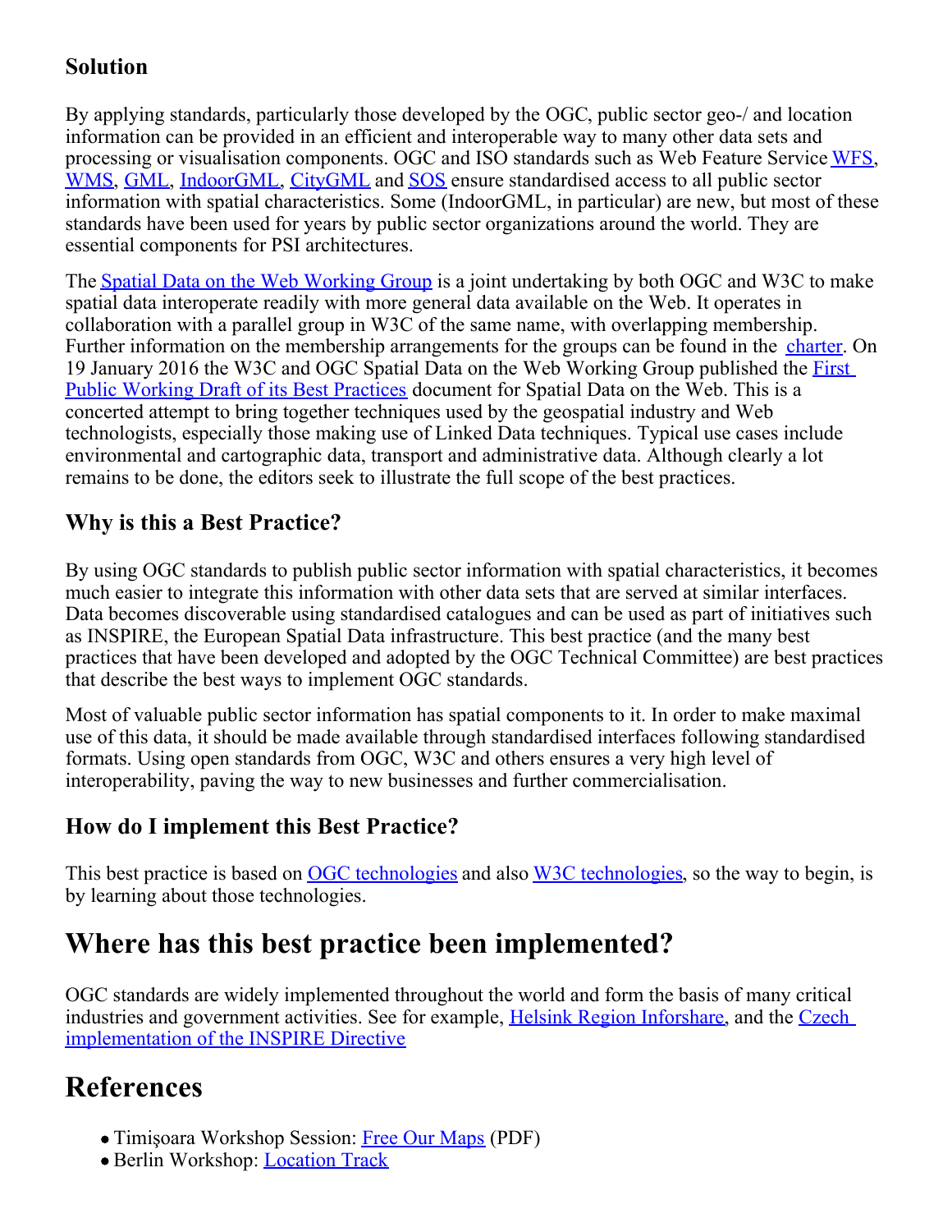### Solution

By applying standards, particularly those developed by the OGC, public sector geo-/ and location information can be provided in an efficient and interoperable way to many other data sets and processing or visualisation components. OGC and ISO standards such as Web Feature Service WFS, WMS, GML, IndoorGML, CityGML and SOS ensure standardised access to all public sector information with spatial characteristics. Some (IndoorGML, in particular) are new, but most of these standards have been used for years by public sector organizations around the world. They are essential components for PSI architectures.

The Spatial Data on the Web Working Group is a joint undertaking by both OGC and W3C to make spatial data interoperate readily with more general data available on the Web. It operates in collaboration with a parallel group in W3C of the same name, with overlapping membership. Further information on the membership arrangements for the groups can be found in the charter. On 19 January 2016 the W3C and OGC Spatial Data on the Web Working Group published the First Public Working Draft of its Best Practices document for Spatial Data on the Web. This is a concerted attempt to bring together techniques used by the geospatial industry and Web technologists, especially those making use of Linked Data techniques. Typical use cases include environmental and cartographic data, transport and administrative data. Although clearly a lot remains to be done, the editors seek to illustrate the full scope of the best practices.

### Why is this a Best Practice?

By using OGC standards to publish public sector information with spatial characteristics, it becomes much easier to integrate this information with other data sets that are served at similar interfaces. Data becomes discoverable using standardised catalogues and can be used as part of initiatives such as INSPIRE, the European Spatial Data infrastructure. This best practice (and the many best practices that have been developed and adopted by the OGC Technical Committee) are best practices that describe the best ways to implement OGC standards.

Most of valuable public sector information has spatial components to it. In order to make maximal use of this data, it should be made available through standardised interfaces following standardised formats. Using open standards from OGC, W3C and others ensures a very high level of interoperability, paving the way to new businesses and further commercialisation.

### How do I implement this Best Practice?

This best practice is based on OGC technologies and also W3C technologies, so the way to begin, is by learning about those technologies.

## Where has this best practice been implemented?

OGC standards are widely implemented throughout the world and form the basis of many critical industries and government activities. See for example, Helsink Region Inforshare, and the Czech implementation of the INSPIRE Directive

## References

- Timişoara Workshop Session: Free Our Maps (PDF)
- Berlin Workshop: Location Track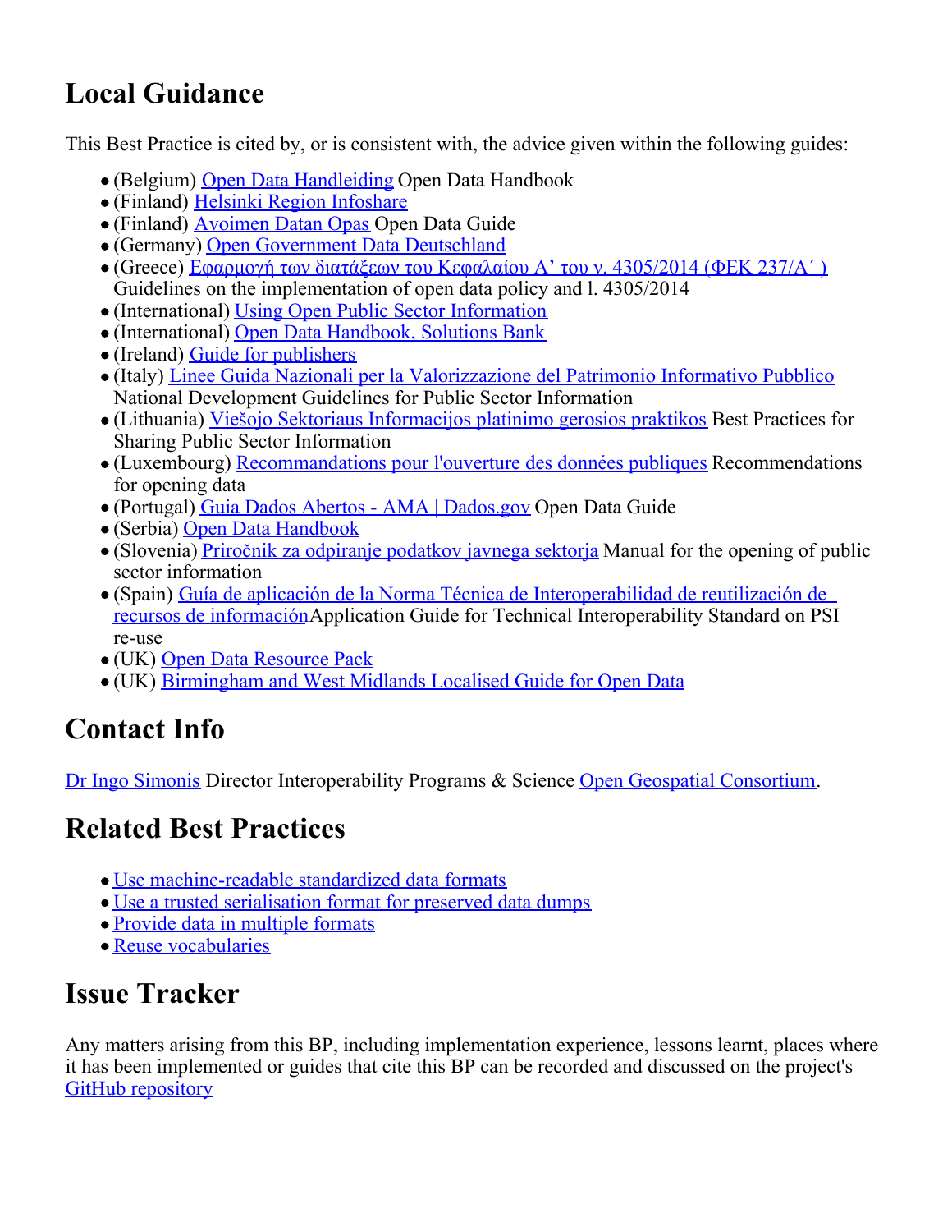## Local Guidance

This Best Practice is cited by, or is consistent with, the advice given within the following guides:

- (Belgium) Open Data Handleiding Open Data Handbook
- (Finland) Helsinki Region Infoshare
- (Finland) Avoimen Datan Opas Open Data Guide
- (Germany) Open Government Data Deutschland
- (Greece) Εφαρμογή των διατάξεων του Κεφαλαίου Α’ του ν. 4305/2014 (ΦΕΚ 237/Α΄) Guidelines on the implementation of open data policy and l. 4305/2014
- (International) Using Open Public Sector Information
- (International) Open Data Handbook, Solutions Bank
- (Ireland) Guide for publishers
- (Italy) Linee Guida Nazionali per la Valorizzazione del Patrimonio Informativo Pubblico National Development Guidelines for Public Sector Information
- (Lithuania) Viešojo Sektoriaus Informacijos platinimo gerosios praktikos Best Practices for Sharing Public Sector Information
- (Luxembourg) Recommandations pour l'ouverture des données publiques Recommendations for opening data
- (Portugal) Guia Dados Abertos - AMA | Dados.gov Open Data Guide
- (Serbia) Open Data Handbook
- (Slovenia) Priročnik za odpiranje podatkov javnega sektorja Manual for the opening of public sector information
- (Spain) Guía de aplicación de la Norma Técnica de Interoperabilidad de reutilización de recursos de información Application Guide for Technical Interoperability Standard on PSI re-use
- (UK) Open Data Resource Pack
- (UK) Birmingham and West Midlands Localised Guide for Open Data

## Contact Info

Dr Ingo Simonis Director Interoperability Programs & Science Open Geospatial Consortium.

## Related Best Practices

- Use machine-readable standardized data formats
- Use a trusted serialisation format for preserved data dumps
- Provide data in multiple formats
- Reuse vocabularies

## Issue Tracker

Any matters arising from this BP, including implementation experience, lessons learnt, places where it has been implemented or guides that cite this BP can be recorded and discussed on the project's GitHub repository